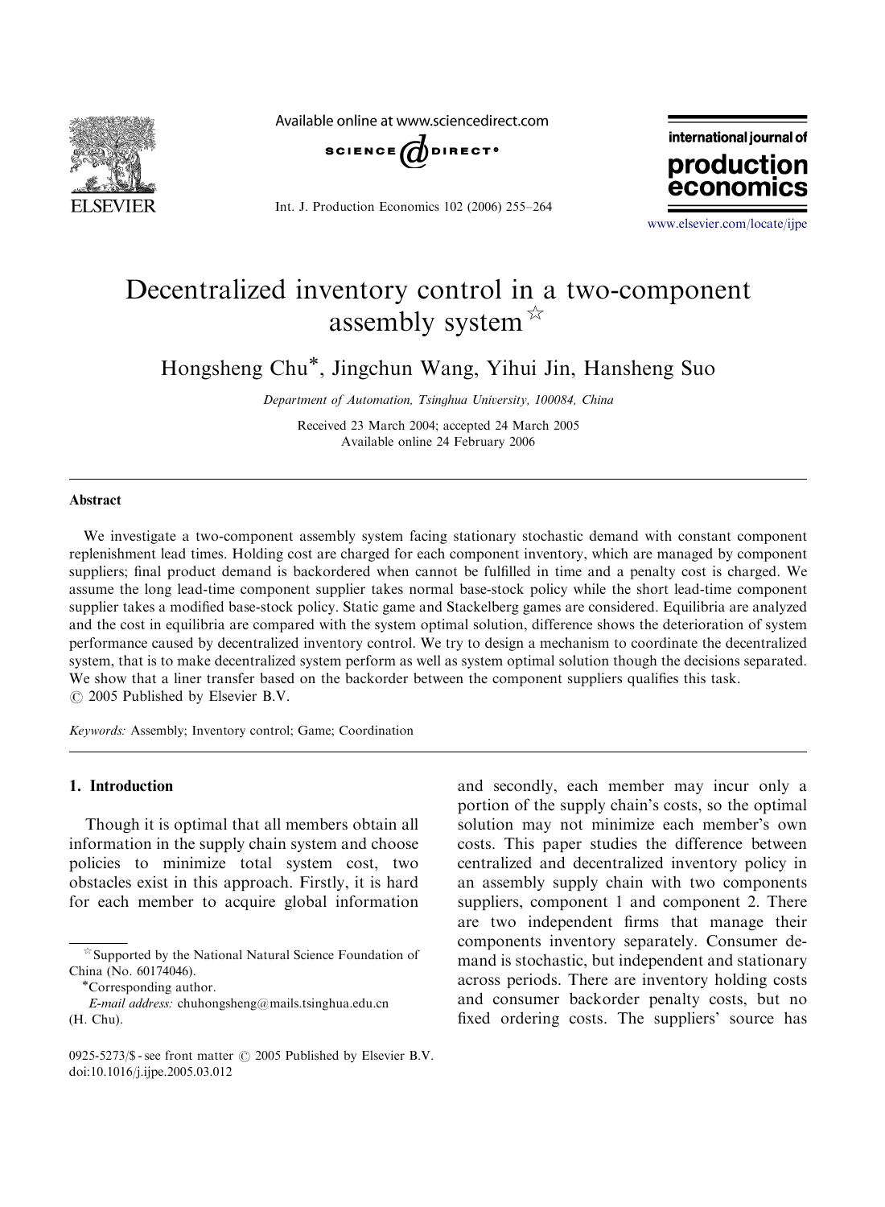# Decentralized inventory control in a two-component assembly system ☆

Hongsheng Chu*, Jingchun Wang, Yihui Jin, Hansheng Suo

*Department of Automation, Tsinghua University, 100084, China*

Received 23 March 2004; accepted 24 March 2005
Available online 24 February 2006

## Abstract

We investigate a two-component assembly system facing stationary stochastic demand with constant component replenishment lead times. Holding cost are charged for each component inventory, which are managed by component suppliers; final product demand is backordered when cannot be fulfilled in time and a penalty cost is charged. We assume the long lead-time component supplier takes normal base-stock policy while the short lead-time component supplier takes a modified base-stock policy. Static game and Stackelberg games are considered. Equilibria are analyzed and the cost in equilibria are compared with the system optimal solution, difference shows the deterioration of system performance caused by decentralized inventory control. We try to design a mechanism to coordinate the decentralized system, that is to make decentralized system perform as well as system optimal solution though the decisions separated. We show that a liner transfer based on the backorder between the component suppliers qualifies this task.
© 2005 Published by Elsevier B.V.

*Keywords:* Assembly; Inventory control; Game; Coordination

## 1. Introduction

Though it is optimal that all members obtain all information in the supply chain system and choose policies to minimize total system cost, two obstacles exist in this approach. Firstly, it is hard for each member to acquire global information and secondly, each member may incur only a portion of the supply chain's costs, so the optimal solution may not minimize each member's own costs. This paper studies the difference between centralized and decentralized inventory policy in an assembly supply chain with two components suppliers, component 1 and component 2. There are two independent firms that manage their components inventory separately. Consumer demand is stochastic, but independent and stationary across periods. There are inventory holding costs and consumer backorder penalty costs, but no fixed ordering costs. The suppliers' source has

☆Supported by the National Natural Science Foundation of China (No. 60174046).

*Corresponding author.
*E-mail address:* chuhongsheng@mails.tsinghua.edu.cn (H. Chu).

0925-5273/$ - see front matter © 2005 Published by Elsevier B.V.
doi:10.1016/j.ijpe.2005.03.012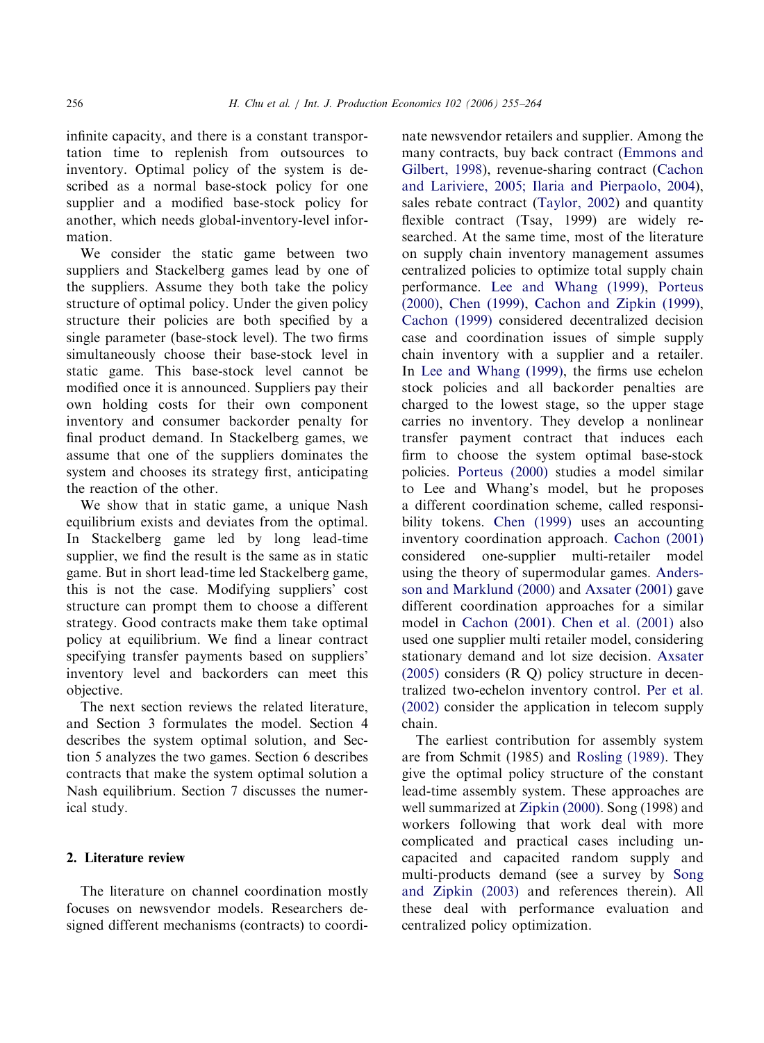infinite capacity, and there is a constant transportation time to replenish from outsources to inventory. Optimal policy of the system is described as a normal base-stock policy for one supplier and a modified base-stock policy for another, which needs global-inventory-level information.

We consider the static game between two suppliers and Stackelberg games lead by one of the suppliers. Assume they both take the policy structure of optimal policy. Under the given policy structure their policies are both specified by a single parameter (base-stock level). The two firms simultaneously choose their base-stock level in static game. This base-stock level cannot be modified once it is announced. Suppliers pay their own holding costs for their own component inventory and consumer backorder penalty for final product demand. In Stackelberg games, we assume that one of the suppliers dominates the system and chooses its strategy first, anticipating the reaction of the other.

We show that in static game, a unique Nash equilibrium exists and deviates from the optimal. In Stackelberg game led by long lead-time supplier, we find the result is the same as in static game. But in short lead-time led Stackelberg game, this is not the case. Modifying suppliers' cost structure can prompt them to choose a different strategy. Good contracts make them take optimal policy at equilibrium. We find a linear contract specifying transfer payments based on suppliers' inventory level and backorders can meet this objective.

The next section reviews the related literature, and Section 3 formulates the model. Section 4 describes the system optimal solution, and Section 5 analyzes the two games. Section 6 describes contracts that make the system optimal solution a Nash equilibrium. Section 7 discusses the numerical study.

## 2. Literature review

The literature on channel coordination mostly focuses on newsvendor models. Researchers designed different mechanisms (contracts) to coordinate newsvendor retailers and supplier. Among the many contracts, buy back contract (Emmons and Gilbert, 1998), revenue-sharing contract (Cachon and Lariviere, 2005; Ilaria and Pierpaolo, 2004), sales rebate contract (Taylor, 2002) and quantity flexible contract (Tsay, 1999) are widely researched. At the same time, most of the literature on supply chain inventory management assumes centralized policies to optimize total supply chain performance. Lee and Whang (1999), Porteus (2000), Chen (1999), Cachon and Zipkin (1999), Cachon (1999) considered decentralized decision case and coordination issues of simple supply chain inventory with a supplier and a retailer. In Lee and Whang (1999), the firms use echelon stock policies and all backorder penalties are charged to the lowest stage, so the upper stage carries no inventory. They develop a nonlinear transfer payment contract that induces each firm to choose the system optimal base-stock policies. Porteus (2000) studies a model similar to Lee and Whang's model, but he proposes a different coordination scheme, called responsibility tokens. Chen (1999) uses an accounting inventory coordination approach. Cachon (2001) considered one-supplier multi-retailer model using the theory of supermodular games. Andersson and Marklund (2000) and Axsater (2001) gave different coordination approaches for a similar model in Cachon (2001). Chen et al. (2001) also used one supplier multi retailer model, considering stationary demand and lot size decision. Axsater (2005) considers (R Q) policy structure in decentralized two-echelon inventory control. Per et al. (2002) consider the application in telecom supply chain.

The earliest contribution for assembly system are from Schmit (1985) and Rosling (1989). They give the optimal policy structure of the constant lead-time assembly system. These approaches are well summarized at Zipkin (2000). Song (1998) and workers following that work deal with more complicated and practical cases including uncapacited and capacited random supply and multi-products demand (see a survey by Song and Zipkin (2003) and references therein). All these deal with performance evaluation and centralized policy optimization.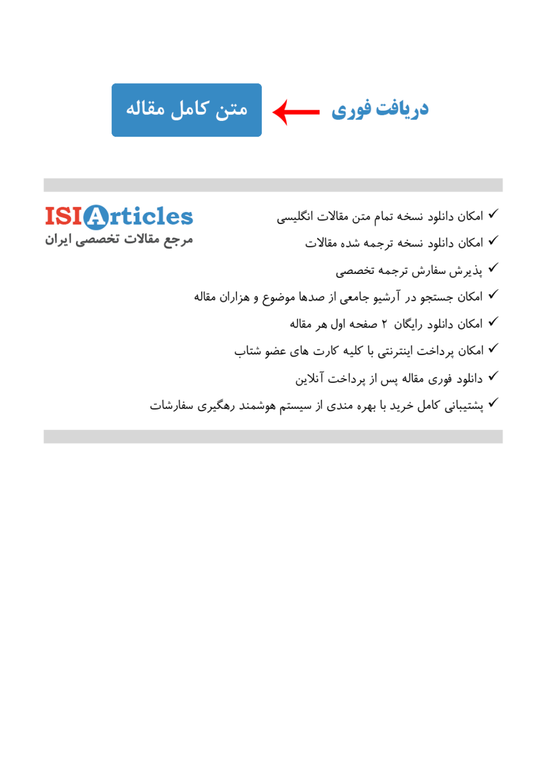دریافت فوری ← **متن کامل مقاله**

**ISIArticles**
مرجع مقالات تخصصی ایران

- ✓ امکان دانلود نسخه تمام متن مقالات انگلیسی
- ✓ امکان دانلود نسخه ترجمه شده مقالات
- ✓ پذیرش سفارش ترجمه تخصصی
- ✓ امکان جستجو در آرشیو جامعی از صدها موضوع و هزاران مقاله
- ✓ امکان دانلود رایگان ۲ صفحه اول هر مقاله
- ✓ امکان پرداخت اینترنتی با کلیه کارت های عضو شتاب
- ✓ دانلود فوری مقاله پس از پرداخت آنلاین
- ✓ پشتیبانی کامل خرید با بهره مندی از سیستم هوشمند رهگیری سفارشات